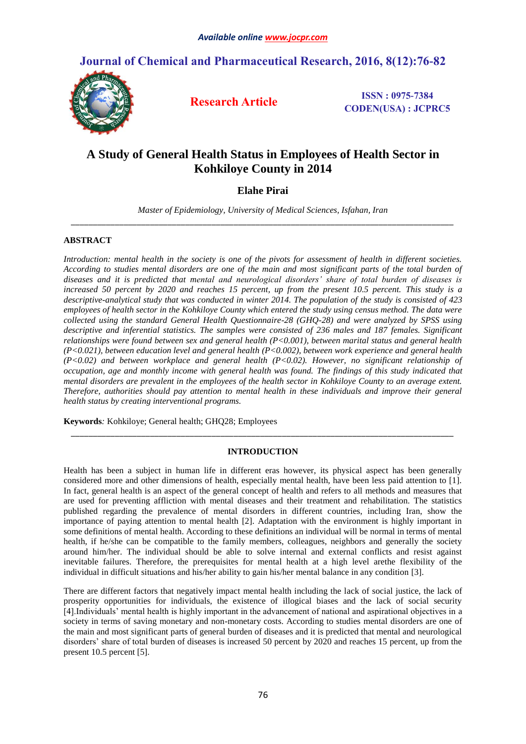# A Study of General Health Status in Employees of Health Sector in Kohkiloye County in 2014

**Elahe Pirai**

*Master of Epidemiology, University of Medical Sciences, Isfahan, Iran*

---

## ABSTRACT

*Introduction: mental health in the society is one of the pivots for assessment of health in different societies. According to studies mental disorders are one of the main and most significant parts of the total burden of diseases and it is predicted that mental and neurological disorders' share of total burden of diseases is increased 50 percent by 2020 and reaches 15 percent, up from the present 10.5 percent. This study is a descriptive-analytical study that was conducted in winter 2014. The population of the study is consisted of 423 employees of health sector in the Kohkiloye County which entered the study using census method. The data were collected using the standard General Health Questionnaire-28 (GHQ-28) and were analyzed by SPSS using descriptive and inferential statistics. The samples were consisted of 236 males and 187 females. Significant relationships were found between sex and general health ($P<0.001$), between marital status and general health ($P<0.021$), between education level and general health ($P<0.002$), between work experience and general health ($P<0.02$) and between workplace and general health ($P<0.02$). However, no significant relationship of occupation, age and monthly income with general health was found. The findings of this study indicated that mental disorders are prevalent in the employees of the health sector in Kohkiloye County to an average extent. Therefore, authorities should pay attention to mental health in these individuals and improve their general health status by creating interventional programs.*

**Keywords***:* Kohkiloye; General health; GHQ28; Employees

---

## INTRODUCTION

Health has been a subject in human life in different eras however, its physical aspect has been generally considered more and other dimensions of health, especially mental health, have been less paid attention to [1]. In fact, general health is an aspect of the general concept of health and refers to all methods and measures that are used for preventing affliction with mental diseases and their treatment and rehabilitation. The statistics published regarding the prevalence of mental disorders in different countries, including Iran, show the importance of paying attention to mental health [2]. Adaptation with the environment is highly important in some definitions of mental health. According to these definitions an individual will be normal in terms of mental health, if he/she can be compatible to the family members, colleagues, neighbors and generally the society around him/her. The individual should be able to solve internal and external conflicts and resist against inevitable failures. Therefore, the prerequisites for mental health at a high level arethe flexibility of the individual in difficult situations and his/her ability to gain his/her mental balance in any condition [3].

There are different factors that negatively impact mental health including the lack of social justice, the lack of prosperity opportunities for individuals, the existence of illogical biases and the lack of social security [4].Individuals' mental health is highly important in the advancement of national and aspirational objectives in a society in terms of saving monetary and non-monetary costs. According to studies mental disorders are one of the main and most significant parts of general burden of diseases and it is predicted that mental and neurological disorders' share of total burden of diseases is increased 50 percent by 2020 and reaches 15 percent, up from the present 10.5 percent [5].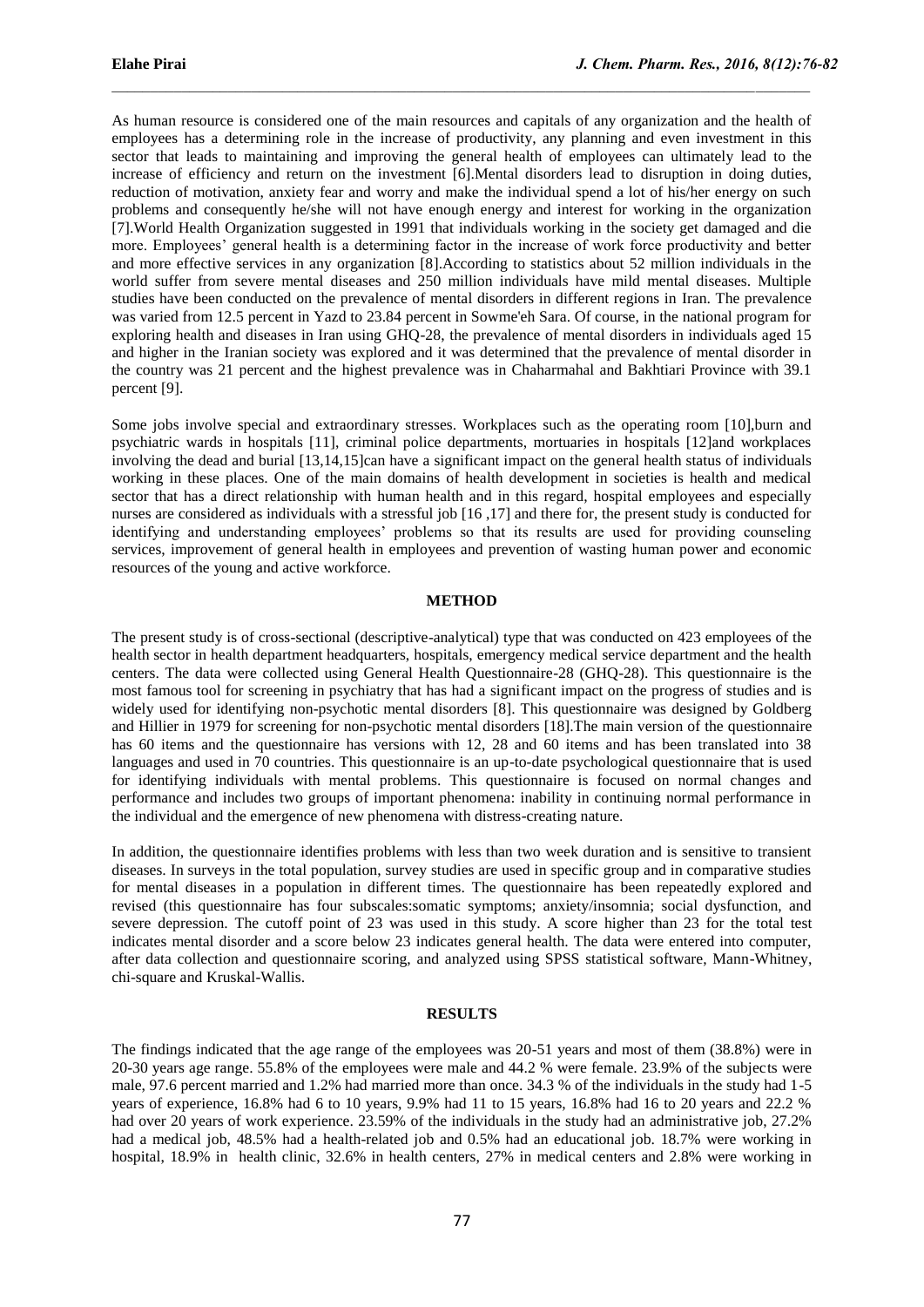As human resource is considered one of the main resources and capitals of any organization and the health of employees has a determining role in the increase of productivity, any planning and even investment in this sector that leads to maintaining and improving the general health of employees can ultimately lead to the increase of efficiency and return on the investment [6].Mental disorders lead to disruption in doing duties, reduction of motivation, anxiety fear and worry and make the individual spend a lot of his/her energy on such problems and consequently he/she will not have enough energy and interest for working in the organization [7].World Health Organization suggested in 1991 that individuals working in the society get damaged and die more. Employees' general health is a determining factor in the increase of work force productivity and better and more effective services in any organization [8].According to statistics about 52 million individuals in the world suffer from severe mental diseases and 250 million individuals have mild mental diseases. Multiple studies have been conducted on the prevalence of mental disorders in different regions in Iran. The prevalence was varied from 12.5 percent in Yazd to 23.84 percent in Sowme'eh Sara. Of course, in the national program for exploring health and diseases in Iran using GHQ-28, the prevalence of mental disorders in individuals aged 15 and higher in the Iranian society was explored and it was determined that the prevalence of mental disorder in the country was 21 percent and the highest prevalence was in Chaharmahal and Bakhtiari Province with 39.1 percent [9].

Some jobs involve special and extraordinary stresses. Workplaces such as the operating room [10],burn and psychiatric wards in hospitals [11], criminal police departments, mortuaries in hospitals [12]and workplaces involving the dead and burial [13,14,15]can have a significant impact on the general health status of individuals working in these places. One of the main domains of health development in societies is health and medical sector that has a direct relationship with human health and in this regard, hospital employees and especially nurses are considered as individuals with a stressful job [16 ,17] and there for, the present study is conducted for identifying and understanding employees' problems so that its results are used for providing counseling services, improvement of general health in employees and prevention of wasting human power and economic resources of the young and active workforce.

## METHOD

The present study is of cross-sectional (descriptive-analytical) type that was conducted on 423 employees of the health sector in health department headquarters, hospitals, emergency medical service department and the health centers. The data were collected using General Health Questionnaire-28 (GHQ-28). This questionnaire is the most famous tool for screening in psychiatry that has had a significant impact on the progress of studies and is widely used for identifying non-psychotic mental disorders [8]. This questionnaire was designed by Goldberg and Hillier in 1979 for screening for non-psychotic mental disorders [18].The main version of the questionnaire has 60 items and the questionnaire has versions with 12, 28 and 60 items and has been translated into 38 languages and used in 70 countries. This questionnaire is an up-to-date psychological questionnaire that is used for identifying individuals with mental problems. This questionnaire is focused on normal changes and performance and includes two groups of important phenomena: inability in continuing normal performance in the individual and the emergence of new phenomena with distress-creating nature.

In addition, the questionnaire identifies problems with less than two week duration and is sensitive to transient diseases. In surveys in the total population, survey studies are used in specific group and in comparative studies for mental diseases in a population in different times. The questionnaire has been repeatedly explored and revised (this questionnaire has four subscales:somatic symptoms; anxiety/insomnia; social dysfunction, and severe depression. The cutoff point of 23 was used in this study. A score higher than 23 for the total test indicates mental disorder and a score below 23 indicates general health. The data were entered into computer, after data collection and questionnaire scoring, and analyzed using SPSS statistical software, Mann-Whitney, chi-square and Kruskal-Wallis.

## RESULTS

The findings indicated that the age range of the employees was 20-51 years and most of them (38.8%) were in 20-30 years age range. 55.8% of the employees were male and 44.2 % were female. 23.9% of the subjects were male, 97.6 percent married and 1.2% had married more than once. 34.3 % of the individuals in the study had 1-5 years of experience, 16.8% had 6 to 10 years, 9.9% had 11 to 15 years, 16.8% had 16 to 20 years and 22.2 % had over 20 years of work experience. 23.59% of the individuals in the study had an administrative job, 27.2% had a medical job, 48.5% had a health-related job and 0.5% had an educational job. 18.7% were working in hospital, 18.9% in health clinic, 32.6% in health centers, 27% in medical centers and 2.8% were working in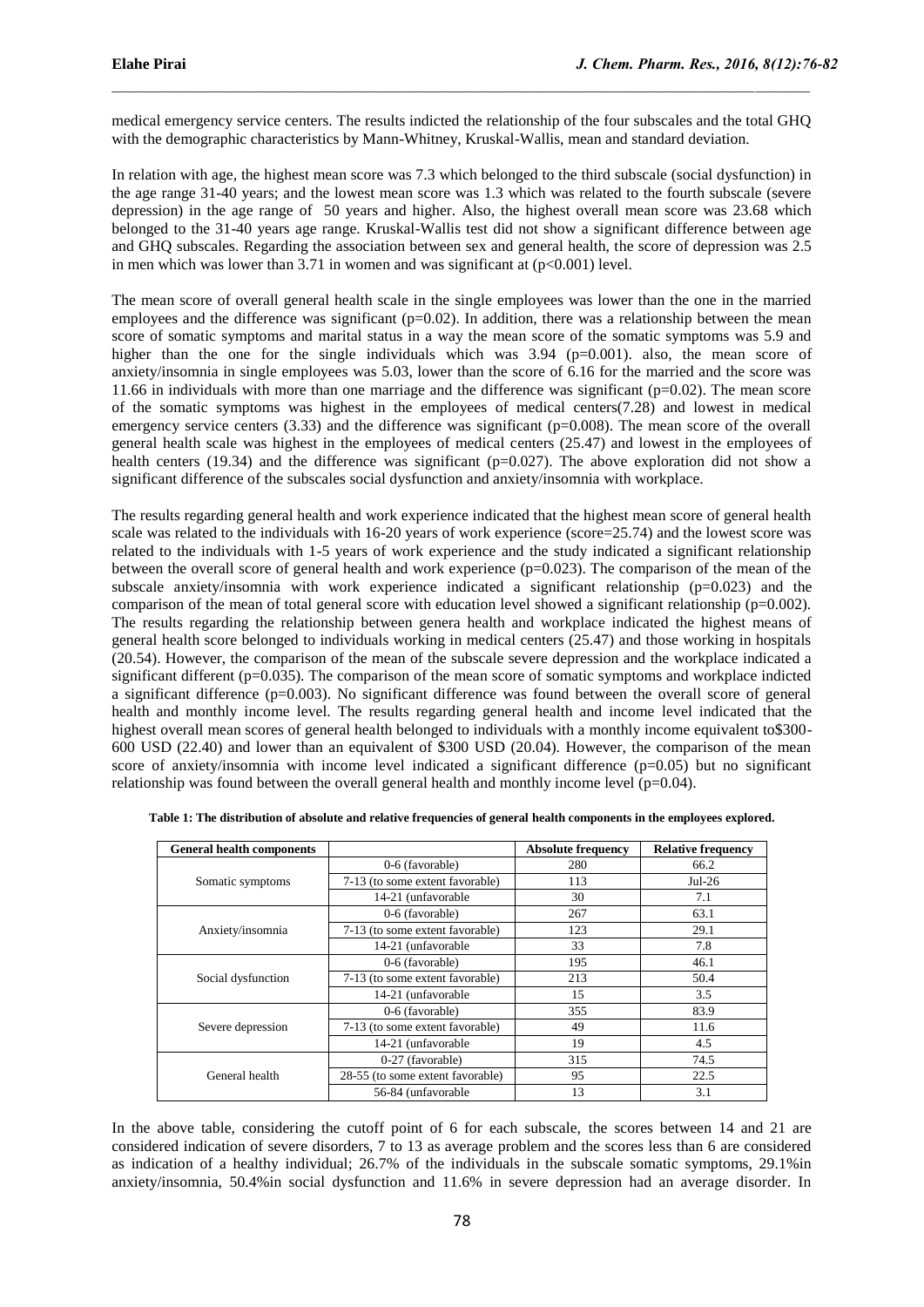medical emergency service centers. The results indicted the relationship of the four subscales and the total GHQ with the demographic characteristics by Mann-Whitney, Kruskal-Wallis, mean and standard deviation.

In relation with age, the highest mean score was 7.3 which belonged to the third subscale (social dysfunction) in the age range 31-40 years; and the lowest mean score was 1.3 which was related to the fourth subscale (severe depression) in the age range of 50 years and higher. Also, the highest overall mean score was 23.68 which belonged to the 31-40 years age range. Kruskal-Wallis test did not show a significant difference between age and GHQ subscales. Regarding the association between sex and general health, the score of depression was 2.5 in men which was lower than 3.71 in women and was significant at ($p<0.001$) level.

The mean score of overall general health scale in the single employees was lower than the one in the married employees and the difference was significant ($p=0.02$). In addition, there was a relationship between the mean score of somatic symptoms and marital status in a way the mean score of the somatic symptoms was 5.9 and higher than the one for the single individuals which was 3.94 ($p=0.001$). also, the mean score of anxiety/insomnia in single employees was 5.03, lower than the score of 6.16 for the married and the score was 11.66 in individuals with more than one marriage and the difference was significant ($p=0.02$). The mean score of the somatic symptoms was highest in the employees of medical centers(7.28) and lowest in medical emergency service centers (3.33) and the difference was significant ($p=0.008$). The mean score of the overall general health scale was highest in the employees of medical centers (25.47) and lowest in the employees of health centers (19.34) and the difference was significant ($p=0.027$). The above exploration did not show a significant difference of the subscales social dysfunction and anxiety/insomnia with workplace.

The results regarding general health and work experience indicated that the highest mean score of general health scale was related to the individuals with 16-20 years of work experience (score=25.74) and the lowest score was related to the individuals with 1-5 years of work experience and the study indicated a significant relationship between the overall score of general health and work experience ($p=0.023$). The comparison of the mean of the subscale anxiety/insomnia with work experience indicated a significant relationship ($p=0.023$) and the comparison of the mean of total general score with education level showed a significant relationship ($p=0.002$). The results regarding the relationship between genera health and workplace indicated the highest means of general health score belonged to individuals working in medical centers (25.47) and those working in hospitals (20.54). However, the comparison of the mean of the subscale severe depression and the workplace indicated a significant different ($p=0.035$). The comparison of the mean score of somatic symptoms and workplace indicted a significant difference ($p=0.003$). No significant difference was found between the overall score of general health and monthly income level. The results regarding general health and income level indicated that the highest overall mean scores of general health belonged to individuals with a monthly income equivalent to$300-600 USD (22.40) and lower than an equivalent of $300 USD (20.04). However, the comparison of the mean score of anxiety/insomnia with income level indicated a significant difference ($p=0.05$) but no significant relationship was found between the overall general health and monthly income level ($p=0.04$).

**Table 1: The distribution of absolute and relative frequencies of general health components in the employees explored.**

| General health components | | Absolute frequency | Relative frequency |
|---|---|---|---|
| Somatic symptoms | 0-6 (favorable) | 280 | 66.2 |
| | 7-13 (to some extent favorable) | 113 | Jul-26 |
| | 14-21 (unfavorable | 30 | 7.1 |
| Anxiety/insomnia | 0-6 (favorable) | 267 | 63.1 |
| | 7-13 (to some extent favorable) | 123 | 29.1 |
| | 14-21 (unfavorable | 33 | 7.8 |
| Social dysfunction | 0-6 (favorable) | 195 | 46.1 |
| | 7-13 (to some extent favorable) | 213 | 50.4 |
| | 14-21 (unfavorable | 15 | 3.5 |
| Severe depression | 0-6 (favorable) | 355 | 83.9 |
| | 7-13 (to some extent favorable) | 49 | 11.6 |
| | 14-21 (unfavorable | 19 | 4.5 |
| General health | 0-27 (favorable) | 315 | 74.5 |
| | 28-55 (to some extent favorable) | 95 | 22.5 |
| | 56-84 (unfavorable | 13 | 3.1 |

In the above table, considering the cutoff point of 6 for each subscale, the scores between 14 and 21 are considered indication of severe disorders, 7 to 13 as average problem and the scores less than 6 are considered as indication of a healthy individual; 26.7% of the individuals in the subscale somatic symptoms, 29.1%in anxiety/insomnia, 50.4%in social dysfunction and 11.6% in severe depression had an average disorder. In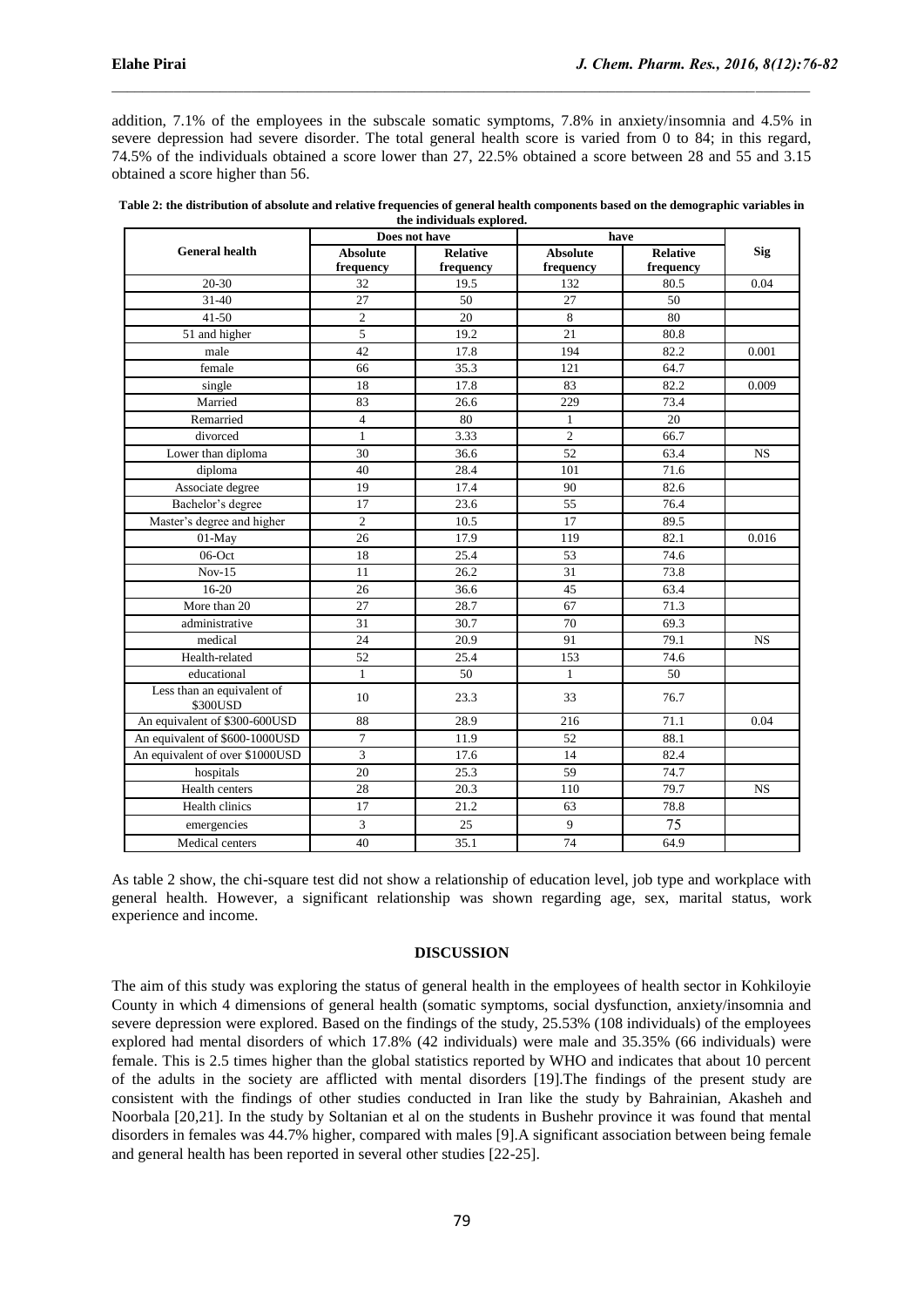addition, 7.1% of the employees in the subscale somatic symptoms, 7.8% in anxiety/insomnia and 4.5% in severe depression had severe disorder. The total general health score is varied from 0 to 84; in this regard, 74.5% of the individuals obtained a score lower than 27, 22.5% obtained a score between 28 and 55 and 3.15 obtained a score higher than 56.

**Table 2: the distribution of absolute and relative frequencies of general health components based on the demographic variables in the individuals explored.**

| General health | Does not have | | have | | Sig |
|---|---|---|---|---|---|
| | Absolute frequency | Relative frequency | Absolute frequency | Relative frequency | |
| 20-30 | 32 | 19.5 | 132 | 80.5 | 0.04 |
| 31-40 | 27 | 50 | 27 | 50 | |
| 41-50 | 2 | 20 | 8 | 80 | |
| 51 and higher | 5 | 19.2 | 21 | 80.8 | |
| male | 42 | 17.8 | 194 | 82.2 | 0.001 |
| female | 66 | 35.3 | 121 | 64.7 | |
| single | 18 | 17.8 | 83 | 82.2 | 0.009 |
| Married | 83 | 26.6 | 229 | 73.4 | |
| Remarried | 4 | 80 | 1 | 20 | |
| divorced | 1 | 3.33 | 2 | 66.7 | |
| Lower than diploma | 30 | 36.6 | 52 | 63.4 | NS |
| diploma | 40 | 28.4 | 101 | 71.6 | |
| Associate degree | 19 | 17.4 | 90 | 82.6 | |
| Bachelor's degree | 17 | 23.6 | 55 | 76.4 | |
| Master's degree and higher | 2 | 10.5 | 17 | 89.5 | |
| 01-May | 26 | 17.9 | 119 | 82.1 | 0.016 |
| 06-Oct | 18 | 25.4 | 53 | 74.6 | |
| Nov-15 | 11 | 26.2 | 31 | 73.8 | |
| 16-20 | 26 | 36.6 | 45 | 63.4 | |
| More than 20 | 27 | 28.7 | 67 | 71.3 | |
| administrative | 31 | 30.7 | 70 | 69.3 | |
| medical | 24 | 20.9 | 91 | 79.1 | NS |
| Health-related | 52 | 25.4 | 153 | 74.6 | |
| educational | 1 | 50 | 1 | 50 | |
| Less than an equivalent of $300USD | 10 | 23.3 | 33 | 76.7 | |
| An equivalent of $300-600USD | 88 | 28.9 | 216 | 71.1 | 0.04 |
| An equivalent of $600-1000USD | 7 | 11.9 | 52 | 88.1 | |
| An equivalent of over $1000USD | 3 | 17.6 | 14 | 82.4 | |
| hospitals | 20 | 25.3 | 59 | 74.7 | |
| Health centers | 28 | 20.3 | 110 | 79.7 | NS |
| Health clinics | 17 | 21.2 | 63 | 78.8 | |
| emergencies | 3 | 25 | 9 | 75 | |
| Medical centers | 40 | 35.1 | 74 | 64.9 | |

As table 2 show, the chi-square test did not show a relationship of education level, job type and workplace with general health. However, a significant relationship was shown regarding age, sex, marital status, work experience and income.

## DISCUSSION

The aim of this study was exploring the status of general health in the employees of health sector in Kohkiloyie County in which 4 dimensions of general health (somatic symptoms, social dysfunction, anxiety/insomnia and severe depression were explored. Based on the findings of the study, 25.53% (108 individuals) of the employees explored had mental disorders of which 17.8% (42 individuals) were male and 35.35% (66 individuals) were female. This is 2.5 times higher than the global statistics reported by WHO and indicates that about 10 percent of the adults in the society are afflicted with mental disorders [19].The findings of the present study are consistent with the findings of other studies conducted in Iran like the study by Bahrainian, Akasheh and Noorbala [20,21]. In the study by Soltanian et al on the students in Bushehr province it was found that mental disorders in females was 44.7% higher, compared with males [9].A significant association between being female and general health has been reported in several other studies [22-25].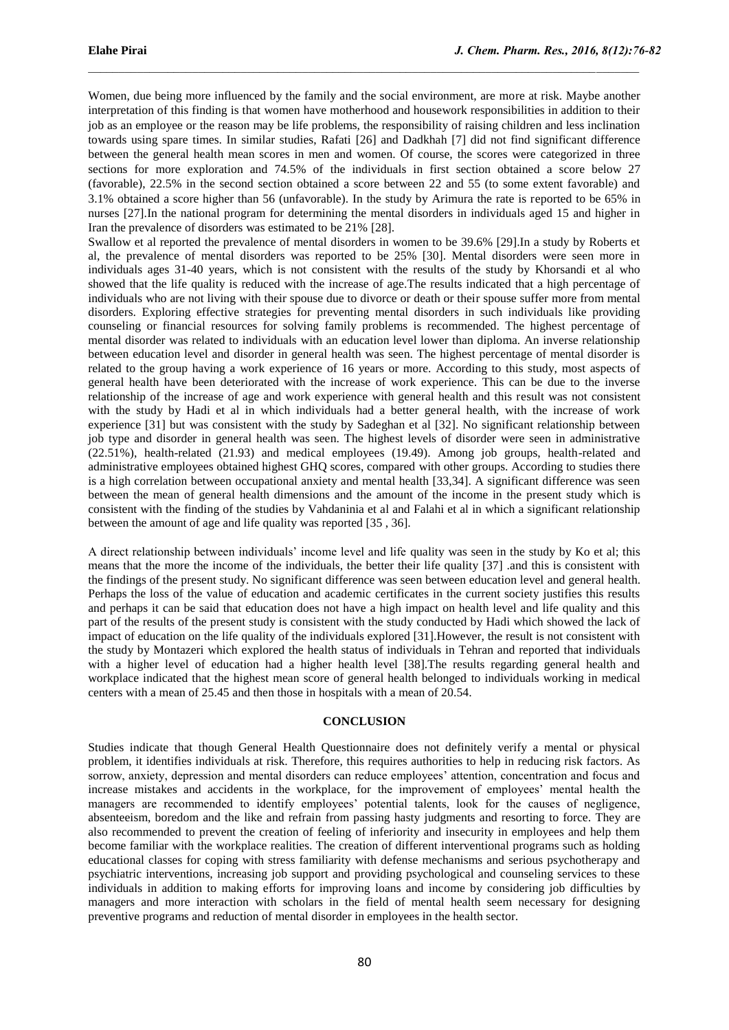Women, due being more influenced by the family and the social environment, are more at risk. Maybe another interpretation of this finding is that women have motherhood and housework responsibilities in addition to their job as an employee or the reason may be life problems, the responsibility of raising children and less inclination towards using spare times. In similar studies, Rafati [26] and Dadkhah [7] did not find significant difference between the general health mean scores in men and women. Of course, the scores were categorized in three sections for more exploration and 74.5% of the individuals in first section obtained a score below 27 (favorable), 22.5% in the second section obtained a score between 22 and 55 (to some extent favorable) and 3.1% obtained a score higher than 56 (unfavorable). In the study by Arimura the rate is reported to be 65% in nurses [27].In the national program for determining the mental disorders in individuals aged 15 and higher in Iran the prevalence of disorders was estimated to be 21% [28].

Swallow et al reported the prevalence of mental disorders in women to be 39.6% [29].In a study by Roberts et al, the prevalence of mental disorders was reported to be 25% [30]. Mental disorders were seen more in individuals ages 31-40 years, which is not consistent with the results of the study by Khorsandi et al who showed that the life quality is reduced with the increase of age.The results indicated that a high percentage of individuals who are not living with their spouse due to divorce or death or their spouse suffer more from mental disorders. Exploring effective strategies for preventing mental disorders in such individuals like providing counseling or financial resources for solving family problems is recommended. The highest percentage of mental disorder was related to individuals with an education level lower than diploma. An inverse relationship between education level and disorder in general health was seen. The highest percentage of mental disorder is related to the group having a work experience of 16 years or more. According to this study, most aspects of general health have been deteriorated with the increase of work experience. This can be due to the inverse relationship of the increase of age and work experience with general health and this result was not consistent with the study by Hadi et al in which individuals had a better general health, with the increase of work experience [31] but was consistent with the study by Sadeghan et al [32]. No significant relationship between job type and disorder in general health was seen. The highest levels of disorder were seen in administrative (22.51%), health-related (21.93) and medical employees (19.49). Among job groups, health-related and administrative employees obtained highest GHQ scores, compared with other groups. According to studies there is a high correlation between occupational anxiety and mental health [33,34]. A significant difference was seen between the mean of general health dimensions and the amount of the income in the present study which is consistent with the finding of the studies by Vahdaninia et al and Falahi et al in which a significant relationship between the amount of age and life quality was reported [35 , 36].

A direct relationship between individuals' income level and life quality was seen in the study by Ko et al; this means that the more the income of the individuals, the better their life quality [37] .and this is consistent with the findings of the present study. No significant difference was seen between education level and general health. Perhaps the loss of the value of education and academic certificates in the current society justifies this results and perhaps it can be said that education does not have a high impact on health level and life quality and this part of the results of the present study is consistent with the study conducted by Hadi which showed the lack of impact of education on the life quality of the individuals explored [31].However, the result is not consistent with the study by Montazeri which explored the health status of individuals in Tehran and reported that individuals with a higher level of education had a higher health level [38].The results regarding general health and workplace indicated that the highest mean score of general health belonged to individuals working in medical centers with a mean of 25.45 and then those in hospitals with a mean of 20.54.

## CONCLUSION

Studies indicate that though General Health Questionnaire does not definitely verify a mental or physical problem, it identifies individuals at risk. Therefore, this requires authorities to help in reducing risk factors. As sorrow, anxiety, depression and mental disorders can reduce employees' attention, concentration and focus and increase mistakes and accidents in the workplace, for the improvement of employees' mental health the managers are recommended to identify employees' potential talents, look for the causes of negligence, absenteeism, boredom and the like and refrain from passing hasty judgments and resorting to force. They are also recommended to prevent the creation of feeling of inferiority and insecurity in employees and help them become familiar with the workplace realities. The creation of different interventional programs such as holding educational classes for coping with stress familiarity with defense mechanisms and serious psychotherapy and psychiatric interventions, increasing job support and providing psychological and counseling services to these individuals in addition to making efforts for improving loans and income by considering job difficulties by managers and more interaction with scholars in the field of mental health seem necessary for designing preventive programs and reduction of mental disorder in employees in the health sector.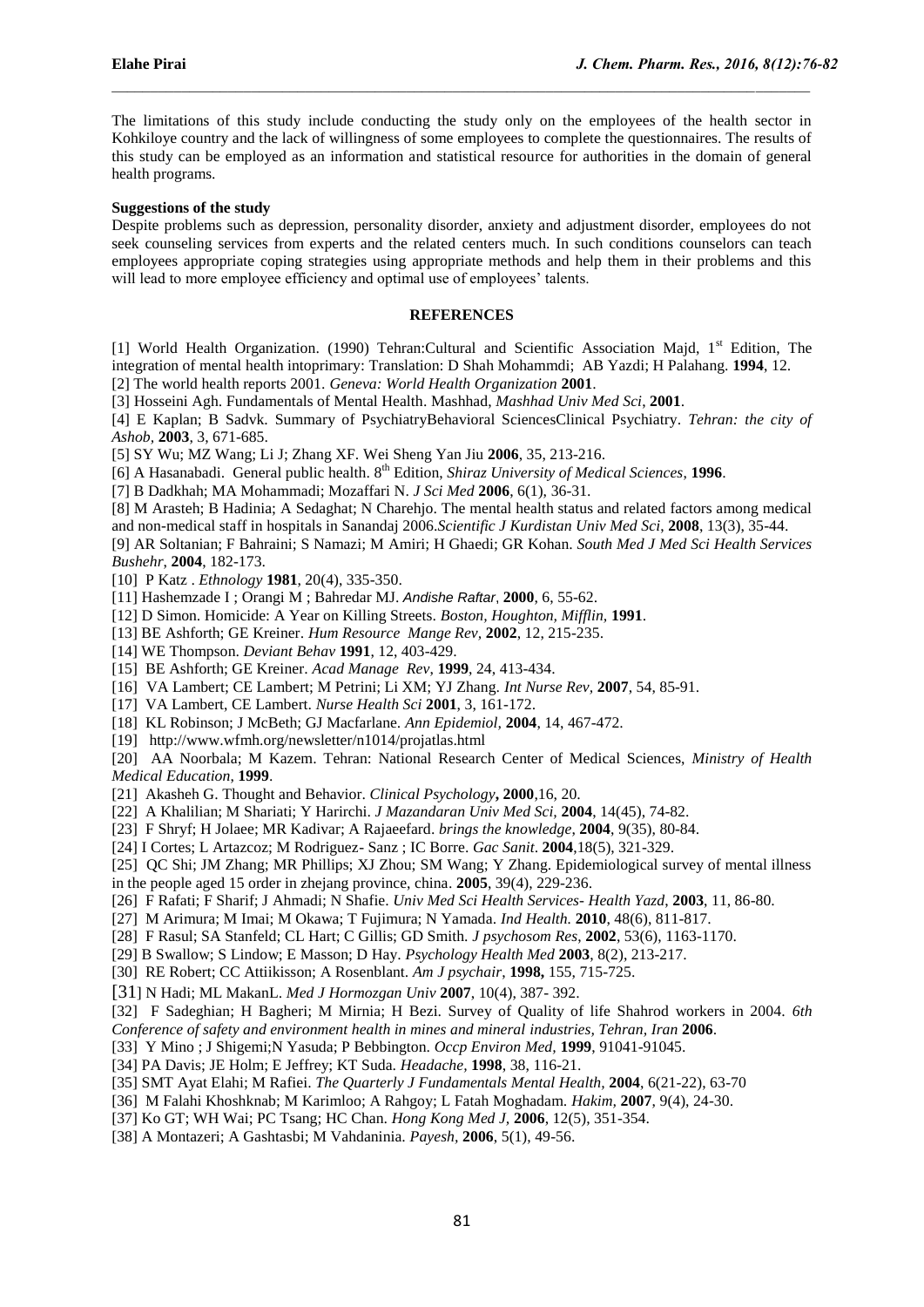The limitations of this study include conducting the study only on the employees of the health sector in Kohkiloye country and the lack of willingness of some employees to complete the questionnaires. The results of this study can be employed as an information and statistical resource for authorities in the domain of general health programs.

**Suggestions of the study**

Despite problems such as depression, personality disorder, anxiety and adjustment disorder, employees do not seek counseling services from experts and the related centers much. In such conditions counselors can teach employees appropriate coping strategies using appropriate methods and help them in their problems and this will lead to more employee efficiency and optimal use of employees' talents.

## REFERENCES

[1] World Health Organization. (1990) Tehran:Cultural and Scientific Association Majd, 1st Edition, The integration of mental health intoprimary: Translation: D Shah Mohammdi; AB Yazdi; H Palahang. **1994**, 12.

[2] The world health reports 2001. *Geneva: World Health Organization* **2001**.

[3] Hosseini Agh. Fundamentals of Mental Health. Mashhad, *Mashhad Univ Med Sci*, **2001**.

[4] E Kaplan; B Sadvk. Summary of PsychiatryBehavioral SciencesClinical Psychiatry. *Tehran: the city of Ashob*, **2003**, 3, 671-685.

[5] SY Wu; MZ Wang; Li J; Zhang XF. Wei Sheng Yan Jiu **2006**, 35, 213-216.

[6] A Hasanabadi. General public health. 8th Edition, *Shiraz University of Medical Sciences*, **1996**.

[7] B Dadkhah; MA Mohammadi; Mozaffari N. *J Sci Med* **2006**, 6(1), 36-31.

[8] M Arasteh; B Hadinia; A Sedaghat; N Charehjo. The mental health status and related factors among medical and non-medical staff in hospitals in Sanandaj 2006.*Scientific J Kurdistan Univ Med Sci*, **2008**, 13(3), 35-44.

[9] AR Soltanian; F Bahraini; S Namazi; M Amiri; H Ghaedi; GR Kohan. *South Med J Med Sci Health Services Bushehr*, **2004**, 182-173.

[10] P Katz . *Ethnology* **1981**, 20(4), 335-350.

[11] Hashemzade I ; Orangi M ; Bahredar MJ. *Andishe Raftar*, **2000**, 6, 55-62.

[12] D Simon. Homicide: A Year on Killing Streets. *Boston, Houghton, Mifflin,* **1991**.

[13] BE Ashforth; GE Kreiner. *Hum Resource Mange Rev,* **2002**, 12, 215-235.

[14] WE Thompson. *Deviant Behav* **1991**, 12, 403-429.

[15] BE Ashforth; GE Kreiner. *Acad Manage Rev*, **1999**, 24, 413-434.

[16] VA Lambert; CE Lambert; M Petrini; Li XM; YJ Zhang. *Int Nurse Rev,* **2007**, 54, 85-91.

[17] VA Lambert, CE Lambert. *Nurse Health Sci* **2001**, 3, 161-172.

[18] KL Robinson; J McBeth; GJ Macfarlane. *Ann Epidemiol,* **2004**, 14, 467-472.

[19] http://www.wfmh.org/newsletter/n1014/projatlas.html

[20] AA Noorbala; M Kazem. Tehran: National Research Center of Medical Sciences, *Ministry of Health Medical Education,* **1999**.

[21] Akasheh G. Thought and Behavior. *Clinical Psychology***, 2000**,16, 20.

[22] A Khalilian; M Shariati; Y Harirchi. *J Mazandaran Univ Med Sci,* **2004**, 14(45), 74-82.

[23] F Shryf; H Jolaee; MR Kadivar; A Rajaeefard. *brings the knowledge,* **2004**, 9(35), 80-84.

[24] I Cortes; L Artazcoz; M Rodriguez- Sanz ; IC Borre. *Gac Sanit*. **2004**,18(5), 321-329.

[25] QC Shi; JM Zhang; MR Phillips; XJ Zhou; SM Wang; Y Zhang. Epidemiological survey of mental illness in the people aged 15 order in zhejang province, china. **2005**, 39(4), 229-236.

[26] F Rafati; F Sharif; J Ahmadi; N Shafie. *Univ Med Sci Health Services- Health Yazd,* **2003**, 11, 86-80.

[27] M Arimura; M Imai; M Okawa; T Fujimura; N Yamada. *Ind Health.* **2010**, 48(6), 811-817.

[28] F Rasul; SA Stanfeld; CL Hart; C Gillis; GD Smith. *J psychosom Res*, **2002**, 53(6), 1163-1170.

[29] B Swallow; S Lindow; E Masson; D Hay. *Psychology Health Med* **2003**, 8(2), 213-217.

[30] RE Robert; CC Attiikisson; A Rosenblant. *Am J psychair*, **1998,** 155, 715-725.

[31] N Hadi; ML MakanL. *Med J Hormozgan Univ* **2007**, 10(4), 387- 392.

[32] F Sadeghian; H Bagheri; M Mirnia; H Bezi. Survey of Quality of life Shahrod workers in 2004. *6th Conference of safety and environment health in mines and mineral industries, Tehran, Iran* **2006**.

[33] Y Mino ; J Shigemi;N Yasuda; P Bebbington. *Occp Environ Med,* **1999**, 91041-91045.

[34] PA Davis; JE Holm; E Jeffrey; KT Suda. *Headache*, **1998**, 38, 116-21.

[35] SMT Ayat Elahi; M Rafiei. *The Quarterly J Fundamentals Mental Health,* **2004**, 6(21-22), 63-70

[36] M Falahi Khoshknab; M Karimloo; A Rahgoy; L Fatah Moghadam. *Hakim,* **2007**, 9(4), 24-30.

[37] Ko GT; WH Wai; PC Tsang; HC Chan. *Hong Kong Med J,* **2006**, 12(5), 351-354.

[38] A Montazeri; A Gashtasbi; M Vahdaninia. *Payesh,* **2006**, 5(1), 49-56.